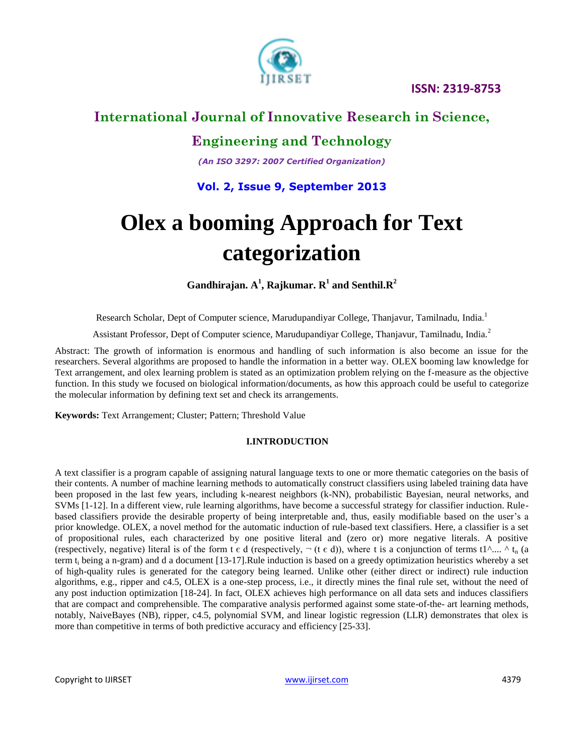# Olex a booming Approach for Text categorization

**Gandhirajan. A[1], Rajkumar. R[1] and Senthil.R[2]**

Research Scholar, Dept of Computer science, Marudupandiyar College, Thanjavur, Tamilnadu, India.[1]

Assistant Professor, Dept of Computer science, Marudupandiyar College, Thanjavur, Tamilnadu, India.[2]

Abstract: The growth of information is enormous and handling of such information is also become an issue for the researchers. Several algorithms are proposed to handle the information in a better way. OLEX booming law knowledge for Text arrangement, and olex learning problem is stated as an optimization problem relying on the f-measure as the objective function. In this study we focused on biological information/documents, as how this approach could be useful to categorize the molecular information by defining text set and check its arrangements.

**Keywords:** Text Arrangement; Cluster; Pattern; Threshold Value

## I.INTRODUCTION

A text classifier is a program capable of assigning natural language texts to one or more thematic categories on the basis of their contents. A number of machine learning methods to automatically construct classifiers using labeled training data have been proposed in the last few years, including k-nearest neighbors (k-NN), probabilistic Bayesian, neural networks, and SVMs [1-12]. In a different view, rule learning algorithms, have become a successful strategy for classifier induction. Rule-based classifiers provide the desirable property of being interpretable and, thus, easily modifiable based on the user's a prior knowledge. OLEX, a novel method for the automatic induction of rule-based text classifiers. Here, a classifier is a set of propositional rules, each characterized by one positive literal and (zero or) more negative literals. A positive (respectively, negative) literal is of the form $t \in d$ (respectively, $\neg (t \in d)$), where t is a conjunction of terms $t1 \wedge .... \wedge t_n$ (a term $t_i$ being a n-gram) and d a document [13-17].Rule induction is based on a greedy optimization heuristics whereby a set of high-quality rules is generated for the category being learned. Unlike other (either direct or indirect) rule induction algorithms, e.g., ripper and c4.5, OLEX is a one-step process, i.e., it directly mines the final rule set, without the need of any post induction optimization [18-24]. In fact, OLEX achieves high performance on all data sets and induces classifiers that are compact and comprehensible. The comparative analysis performed against some state-of-the- art learning methods, notably, NaiveBayes (NB), ripper, c4.5, polynomial SVM, and linear logistic regression (LLR) demonstrates that olex is more than competitive in terms of both predictive accuracy and efficiency [25-33].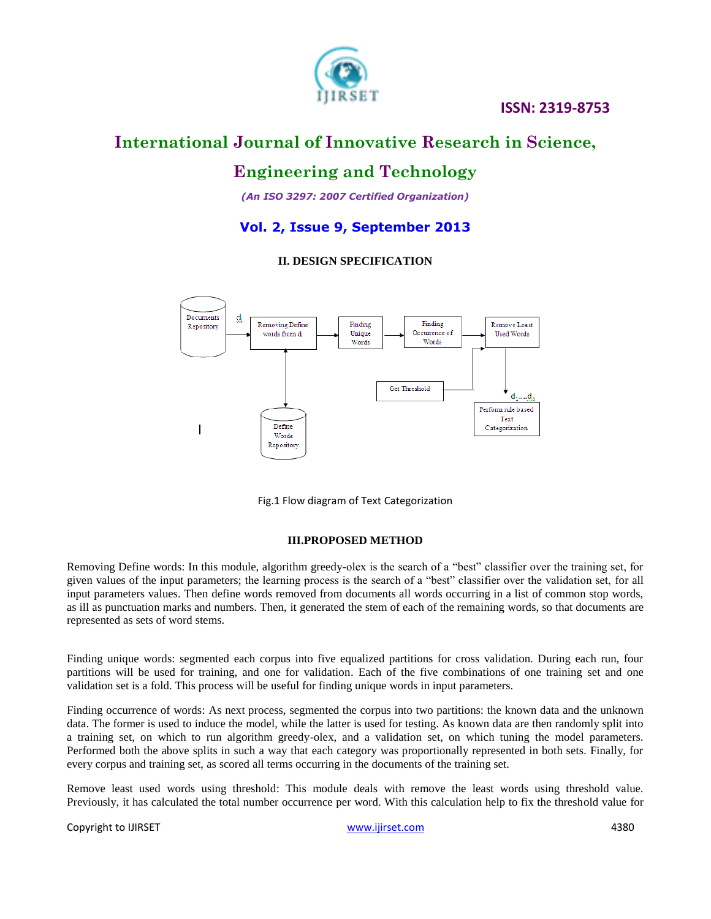## II. DESIGN SPECIFICATION

Fig.1 Flow diagram of Text Categorization

## III.PROPOSED METHOD

Removing Define words: In this module, algorithm greedy-olex is the search of a "best" classifier over the training set, for given values of the input parameters; the learning process is the search of a "best" classifier over the validation set, for all input parameters values. Then define words removed from documents all words occurring in a list of common stop words, as ill as punctuation marks and numbers. Then, it generated the stem of each of the remaining words, so that documents are represented as sets of word stems.

Finding unique words: segmented each corpus into five equalized partitions for cross validation. During each run, four partitions will be used for training, and one for validation. Each of the five combinations of one training set and one validation set is a fold. This process will be useful for finding unique words in input parameters.

Finding occurrence of words: As next process, segmented the corpus into two partitions: the known data and the unknown data. The former is used to induce the model, while the latter is used for testing. As known data are then randomly split into a training set, on which to run algorithm greedy-olex, and a validation set, on which tuning the model parameters. Performed both the above splits in such a way that each category was proportionally represented in both sets. Finally, for every corpus and training set, as scored all terms occurring in the documents of the training set.

Remove least used words using threshold: This module deals with remove the least words using threshold value. Previously, it has calculated the total number occurrence per word. With this calculation help to fix the threshold value for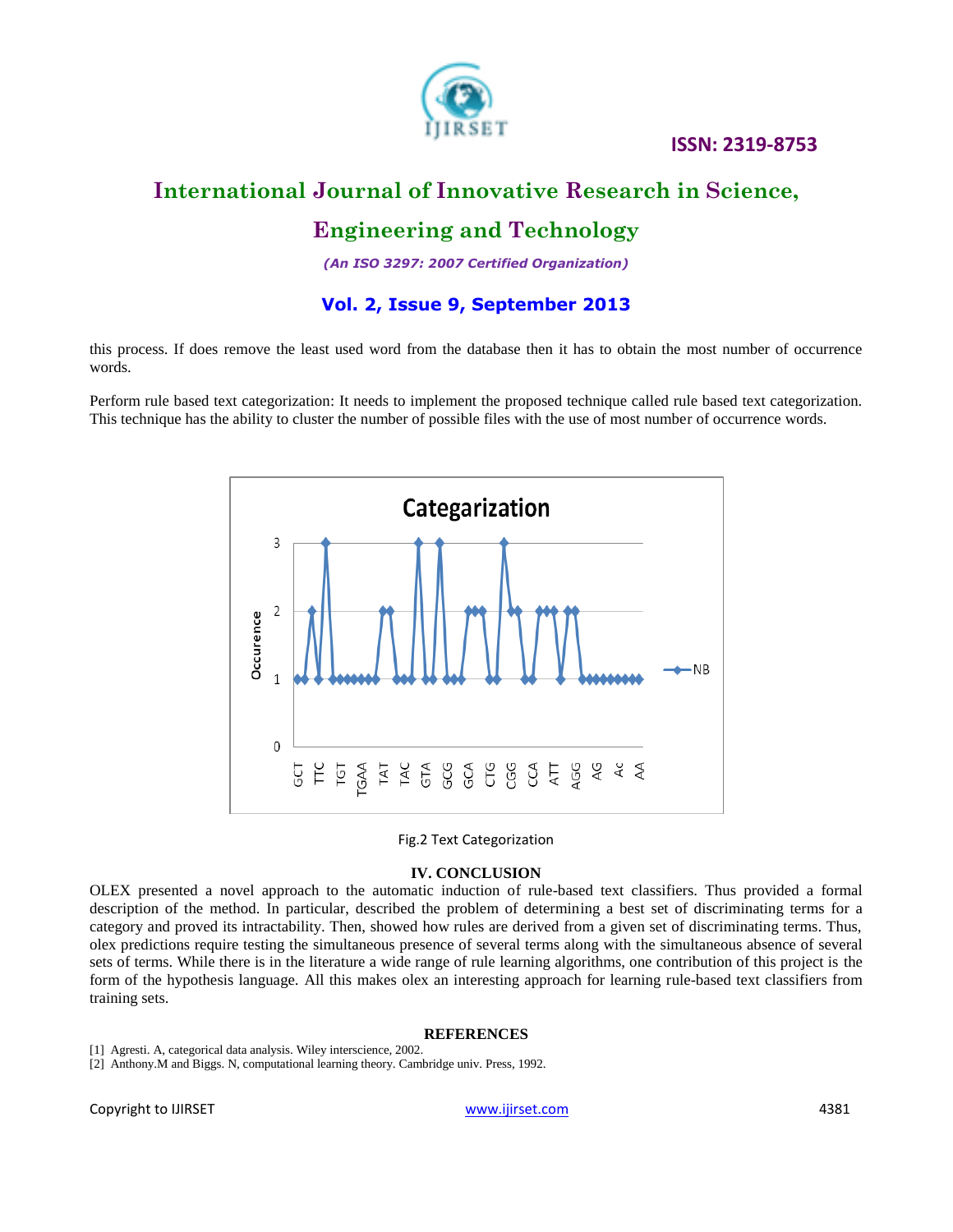this process. If does remove the least used word from the database then it has to obtain the most number of occurrence words.

Perform rule based text categorization: It needs to implement the proposed technique called rule based text categorization. This technique has the ability to cluster the number of possible files with the use of most number of occurrence words.

Fig.2 Text Categorization

## IV. CONCLUSION

OLEX presented a novel approach to the automatic induction of rule-based text classifiers. Thus provided a formal description of the method. In particular, described the problem of determining a best set of discriminating terms for a category and proved its intractability. Then, showed how rules are derived from a given set of discriminating terms. Thus, olex predictions require testing the simultaneous presence of several terms along with the simultaneous absence of several sets of terms. While there is in the literature a wide range of rule learning algorithms, one contribution of this project is the form of the hypothesis language. All this makes olex an interesting approach for learning rule-based text classifiers from training sets.

## REFERENCES

[1] Agresti. A, categorical data analysis. Wiley interscience, 2002.
[2] Anthony.M and Biggs. N, computational learning theory. Cambridge univ. Press, 1992.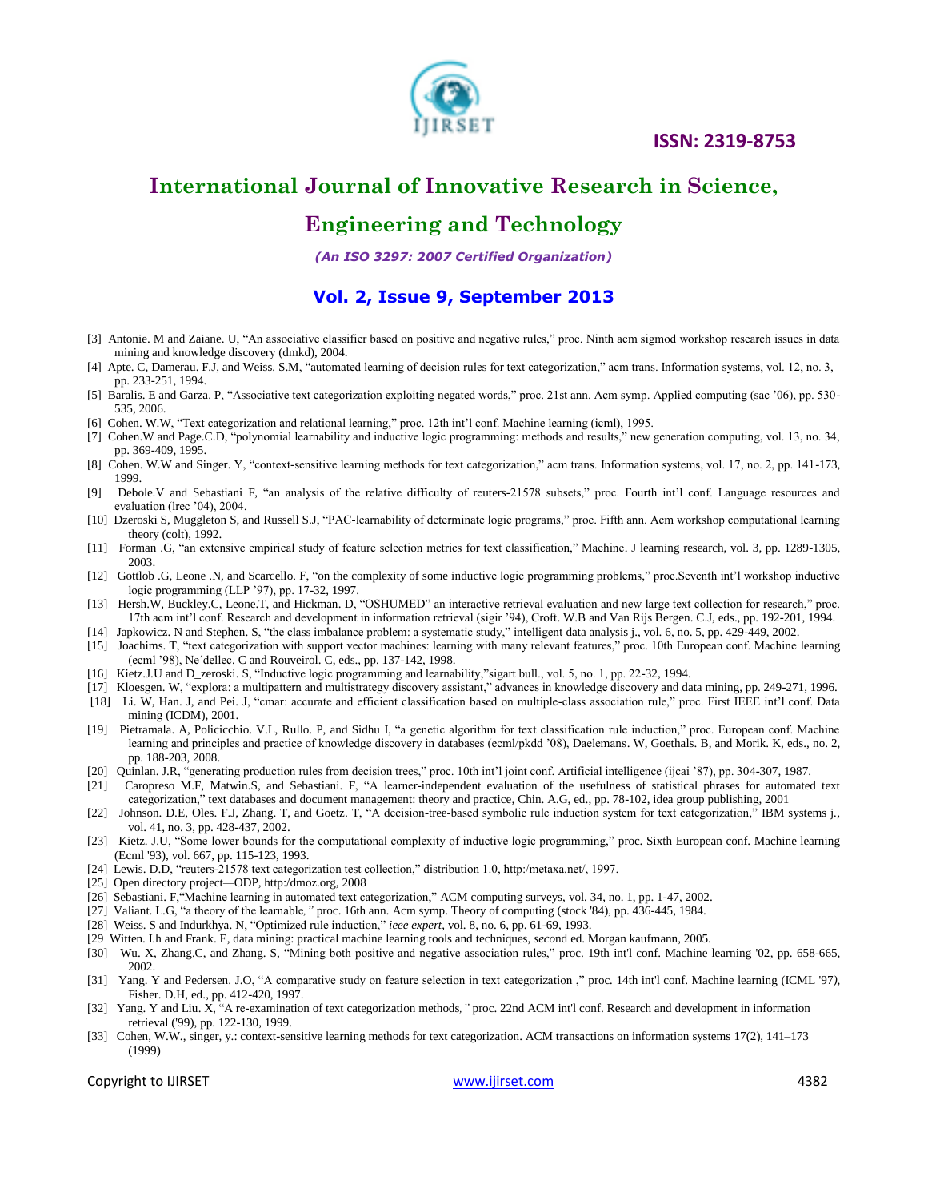[3] Antonie. M and Zaiane. U, "An associative classifier based on positive and negative rules," proc. Ninth acm sigmod workshop research issues in data mining and knowledge discovery (dmkd), 2004.

[4] Apte. C, Damerau. F.J, and Weiss. S.M, "automated learning of decision rules for text categorization," acm trans. Information systems, vol. 12, no. 3, pp. 233-251, 1994.

[5] Baralis. E and Garza. P, "Associative text categorization exploiting negated words," proc. 21st ann. Acm symp. Applied computing (sac '06), pp. 530-535, 2006.

[6] Cohen. W.W, "Text categorization and relational learning," proc. 12th int'l conf. Machine learning (icml), 1995.

[7] Cohen.W and Page.C.D, "polynomial learnability and inductive logic programming: methods and results," new generation computing, vol. 13, no. 34, pp. 369-409, 1995.

[8] Cohen. W.W and Singer. Y, "context-sensitive learning methods for text categorization," acm trans. Information systems, vol. 17, no. 2, pp. 141-173, 1999.

[9] Debole.V and Sebastiani F, "an analysis of the relative difficulty of reuters-21578 subsets," proc. Fourth int'l conf. Language resources and evaluation (lrec '04), 2004.

[10] Dzeroski S, Muggleton S, and Russell S.J, "PAC-learnability of determinate logic programs," proc. Fifth ann. Acm workshop computational learning theory (colt), 1992.

[11] Forman .G, "an extensive empirical study of feature selection metrics for text classification," Machine. J learning research, vol. 3, pp. 1289-1305, 2003.

[12] Gottlob .G, Leone .N, and Scarcello. F, "on the complexity of some inductive logic programming problems," proc.Seventh int'l workshop inductive logic programming (LLP '97), pp. 17-32, 1997.

[13] Hersh.W, Buckley.C, Leone.T, and Hickman. D, "OSHUMED" an interactive retrieval evaluation and new large text collection for research," proc. 17th acm int'l conf. Research and development in information retrieval (sigir '94), Croft. W.B and Van Rijs Bergen. C.J, eds., pp. 192-201, 1994.

[14] Japkowicz. N and Stephen. S, "the class imbalance problem: a systematic study," intelligent data analysis j., vol. 6, no. 5, pp. 429-449, 2002.

[15] Joachims. T, "text categorization with support vector machines: learning with many relevant features," proc. 10th European conf. Machine learning (ecml '98), Ne´dellec. C and Rouveirol. C, eds., pp. 137-142, 1998.

[16] Kietz.J.U and D_zeroski. S, "Inductive logic programming and learnability,"sigart bull., vol. 5, no. 1, pp. 22-32, 1994.

[17] Kloesgen. W, "explora: a multipattern and multistrategy discovery assistant," advances in knowledge discovery and data mining, pp. 249-271, 1996.

[18] Li. W, Han. J, and Pei. J, "cmar: accurate and efficient classification based on multiple-class association rule," proc. First IEEE int'l conf. Data mining (ICDM), 2001.

[19] Pietramala. A, Policicchio. V.L, Rullo. P, and Sidhu I, "a genetic algorithm for text classification rule induction," proc. European conf. Machine learning and principles and practice of knowledge discovery in databases (ecml/pkdd '08), Daelemans. W, Goethals. B, and Morik. K, eds., no. 2, pp. 188-203, 2008.

[20] Quinlan. J.R, "generating production rules from decision trees," proc. 10th int'l joint conf. Artificial intelligence (ijcai '87), pp. 304-307, 1987.

[21] Caropreso M.F, Matwin.S, and Sebastiani. F, "A learner-independent evaluation of the usefulness of statistical phrases for automated text categorization," text databases and document management: theory and practice, Chin. A.G, ed., pp. 78-102, idea group publishing, 2001

[22] Johnson. D.E, Oles. F.J, Zhang. T, and Goetz. T, "A decision-tree-based symbolic rule induction system for text categorization," IBM systems j., vol. 41, no. 3, pp. 428-437, 2002.

[23] Kietz. J.U, "Some lower bounds for the computational complexity of inductive logic programming," proc. Sixth European conf. Machine learning (Ecml '93), vol. 667, pp. 115-123, 1993.

[24] Lewis. D.D, "reuters-21578 text categorization test collection," distribution 1.0, http:/metaxa.net/, 1997.

[25] Open directory project—ODP, http:/dmoz.org, 2008

[26] Sebastiani. F,"Machine learning in automated text categorization," ACM computing surveys, vol. 34, no. 1, pp. 1-47, 2002.

[27] Valiant. L.G, "a theory of the learnable," proc. 16th ann. Acm symp. Theory of computing (stock '84), pp. 436-445, 1984.

[28] Weiss. S and Indurkhya. N, "Optimized rule induction," *ieee expert*, vol. 8, no. 6, pp. 61-69, 1993.

[29 Witten. I.h and Frank. E, data mining: practical machine learning tools and techniques, *seco*nd ed. Morgan kaufmann, 2005.

[30] Wu. X, Zhang.C, and Zhang. S, "Mining both positive and negative association rules," proc. 19th int'l conf. Machine learning '02, pp. 658-665, 2002.

[31] Yang. Y and Pedersen. J.O, "A comparative study on feature selection in text categorization ," proc. 14th int'l conf. Machine learning (ICML '97), Fisher. D.H, ed., pp. 412-420, 1997.

[32] Yang. Y and Liu. X, "A re-examination of text categorization methods," proc. 22nd ACM int'l conf. Research and development in information retrieval ('99), pp. 122-130, 1999.

[33] Cohen, W.W., singer, y.: context-sensitive learning methods for text categorization. ACM transactions on information systems 17(2), 141–173 (1999)